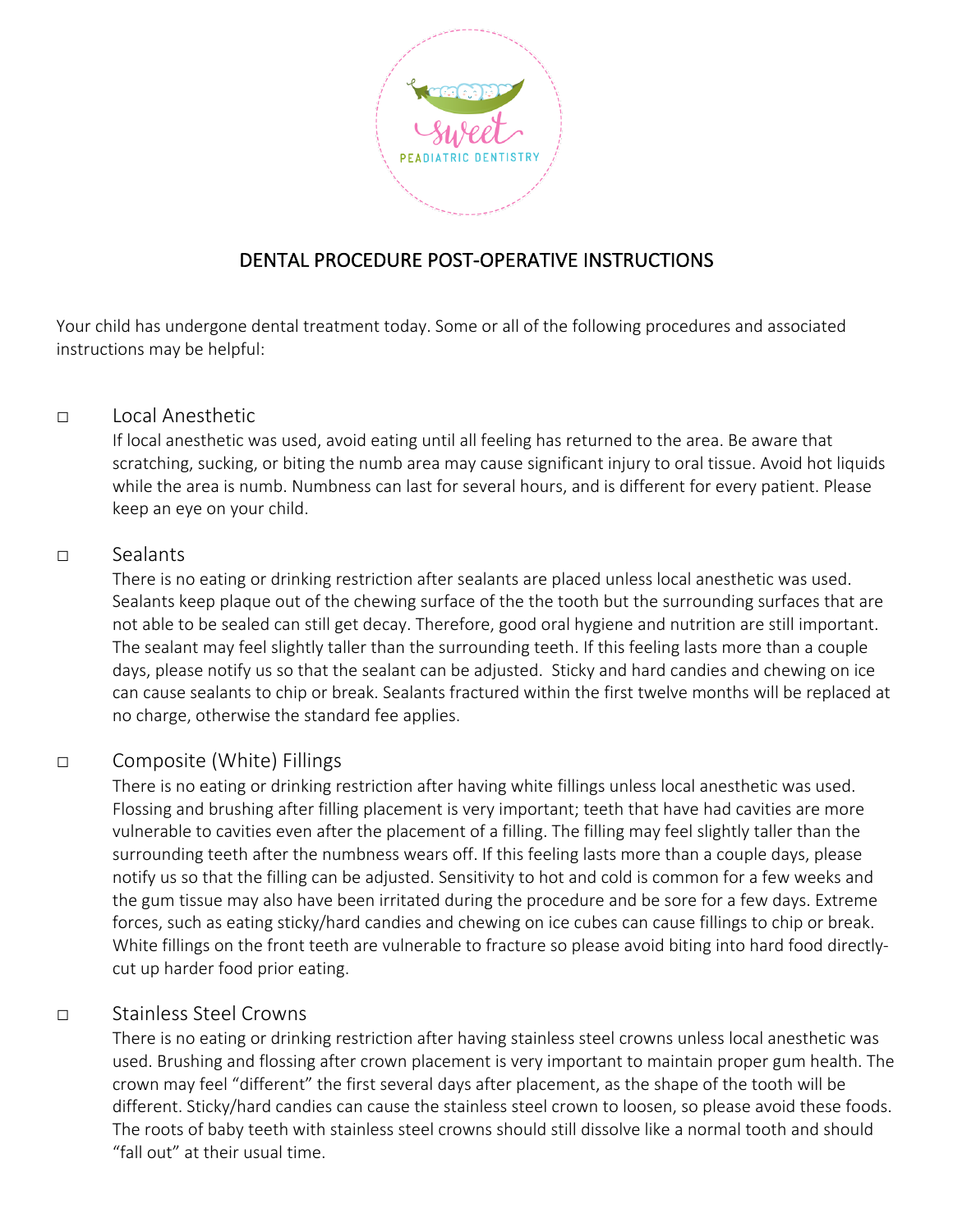sweet PEADIATRIC DENTISTRY

# DENTAL PROCEDURE POST-OPERATIVE INSTRUCTIONS

Your child has undergone dental treatment today. Some or all of the following procedures and associated instructions may be helpful:

- ☐ **Local Anesthetic**
  If local anesthetic was used, avoid eating until all feeling has returned to the area. Be aware that scratching, sucking, or biting the numb area may cause significant injury to oral tissue. Avoid hot liquids while the area is numb. Numbness can last for several hours, and is different for every patient. Please keep an eye on your child.

- ☐ **Sealants**
  There is no eating or drinking restriction after sealants are placed unless local anesthetic was used. Sealants keep plaque out of the chewing surface of the the tooth but the surrounding surfaces that are not able to be sealed can still get decay. Therefore, good oral hygiene and nutrition are still important. The sealant may feel slightly taller than the surrounding teeth. If this feeling lasts more than a couple days, please notify us so that the sealant can be adjusted. Sticky and hard candies and chewing on ice can cause sealants to chip or break. Sealants fractured within the first twelve months will be replaced at no charge, otherwise the standard fee applies.

- ☐ **Composite (White) Fillings**
  There is no eating or drinking restriction after having white fillings unless local anesthetic was used. Flossing and brushing after filling placement is very important; teeth that have had cavities are more vulnerable to cavities even after the placement of a filling. The filling may feel slightly taller than the surrounding teeth after the numbness wears off. If this feeling lasts more than a couple days, please notify us so that the filling can be adjusted. Sensitivity to hot and cold is common for a few weeks and the gum tissue may also have been irritated during the procedure and be sore for a few days. Extreme forces, such as eating sticky/hard candies and chewing on ice cubes can cause fillings to chip or break. White fillings on the front teeth are vulnerable to fracture so please avoid biting into hard food directly- cut up harder food prior eating.

- ☐ **Stainless Steel Crowns**
  There is no eating or drinking restriction after having stainless steel crowns unless local anesthetic was used. Brushing and flossing after crown placement is very important to maintain proper gum health. The crown may feel "different" the first several days after placement, as the shape of the tooth will be different. Sticky/hard candies can cause the stainless steel crown to loosen, so please avoid these foods. The roots of baby teeth with stainless steel crowns should still dissolve like a normal tooth and should "fall out" at their usual time.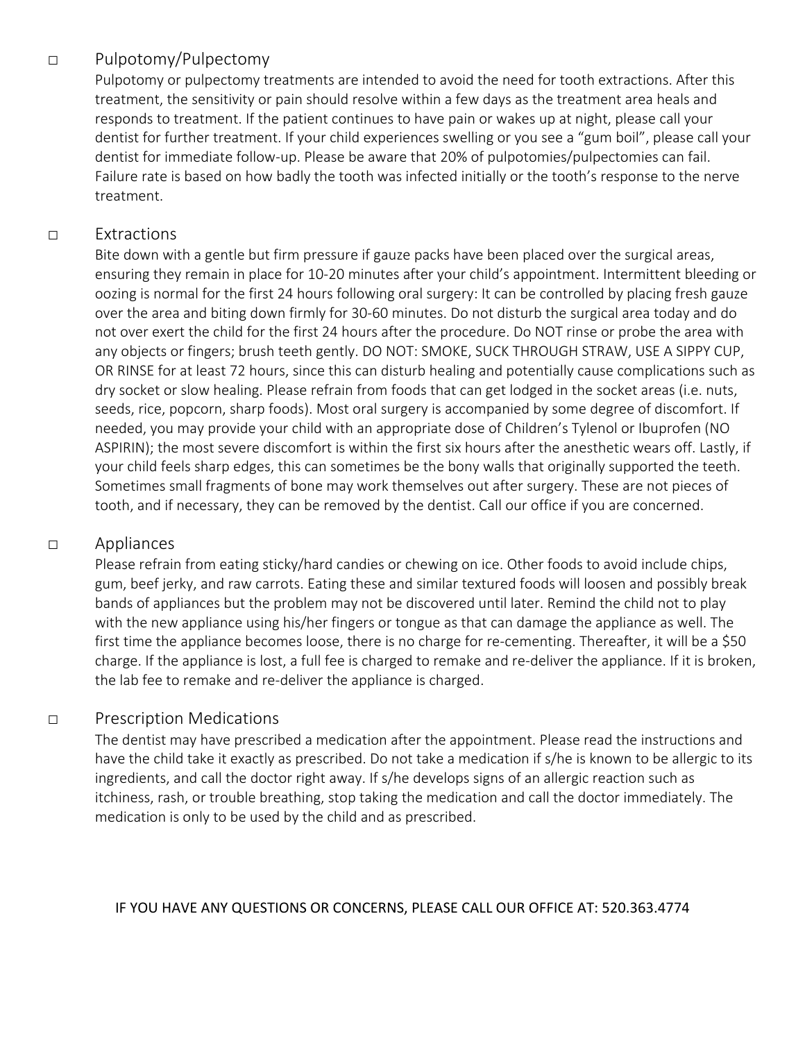- ☐ **Pulpotomy/Pulpectomy**

  Pulpotomy or pulpectomy treatments are intended to avoid the need for tooth extractions. After this treatment, the sensitivity or pain should resolve within a few days as the treatment area heals and responds to treatment. If the patient continues to have pain or wakes up at night, please call your dentist for further treatment. If your child experiences swelling or you see a "gum boil", please call your dentist for immediate follow-up. Please be aware that 20% of pulpotomies/pulpectomies can fail. Failure rate is based on how badly the tooth was infected initially or the tooth's response to the nerve treatment.

- ☐ **Extractions**

  Bite down with a gentle but firm pressure if gauze packs have been placed over the surgical areas, ensuring they remain in place for 10-20 minutes after your child's appointment. Intermittent bleeding or oozing is normal for the first 24 hours following oral surgery: It can be controlled by placing fresh gauze over the area and biting down firmly for 30-60 minutes. Do not disturb the surgical area today and do not over exert the child for the first 24 hours after the procedure. Do NOT rinse or probe the area with any objects or fingers; brush teeth gently. DO NOT: SMOKE, SUCK THROUGH STRAW, USE A SIPPY CUP, OR RINSE for at least 72 hours, since this can disturb healing and potentially cause complications such as dry socket or slow healing. Please refrain from foods that can get lodged in the socket areas (i.e. nuts, seeds, rice, popcorn, sharp foods). Most oral surgery is accompanied by some degree of discomfort. If needed, you may provide your child with an appropriate dose of Children's Tylenol or Ibuprofen (NO ASPIRIN); the most severe discomfort is within the first six hours after the anesthetic wears off. Lastly, if your child feels sharp edges, this can sometimes be the bony walls that originally supported the teeth. Sometimes small fragments of bone may work themselves out after surgery. These are not pieces of tooth, and if necessary, they can be removed by the dentist. Call our office if you are concerned.

- ☐ **Appliances**

  Please refrain from eating sticky/hard candies or chewing on ice. Other foods to avoid include chips, gum, beef jerky, and raw carrots. Eating these and similar textured foods will loosen and possibly break bands of appliances but the problem may not be discovered until later. Remind the child not to play with the new appliance using his/her fingers or tongue as that can damage the appliance as well. The first time the appliance becomes loose, there is no charge for re-cementing. Thereafter, it will be a $50 charge. If the appliance is lost, a full fee is charged to remake and re-deliver the appliance. If it is broken, the lab fee to remake and re-deliver the appliance is charged.

- ☐ **Prescription Medications**

  The dentist may have prescribed a medication after the appointment. Please read the instructions and have the child take it exactly as prescribed. Do not take a medication if s/he is known to be allergic to its ingredients, and call the doctor right away. If s/he develops signs of an allergic reaction such as itchiness, rash, or trouble breathing, stop taking the medication and call the doctor immediately. The medication is only to be used by the child and as prescribed.

IF YOU HAVE ANY QUESTIONS OR CONCERNS, PLEASE CALL OUR OFFICE AT: 520.363.4774